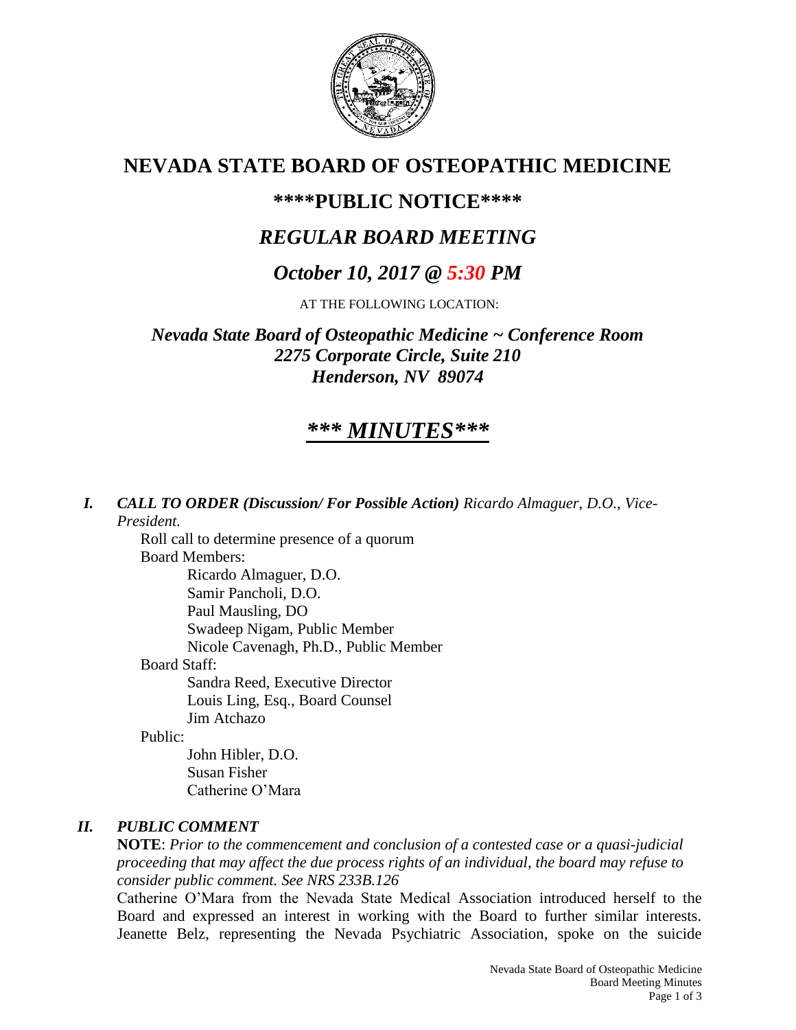# NEVADA STATE BOARD OF OSTEOPATHIC MEDICINE

## ****PUBLIC NOTICE****

## *REGULAR BOARD MEETING*

## *October 10, 2017 @ 5:30 PM*

AT THE FOLLOWING LOCATION:

***Nevada State Board of Osteopathic Medicine ~ Conference Room***
***2275 Corporate Circle, Suite 210***
***Henderson, NV 89074***

# ***\*\*\* MINUTES\*\*\****

***I. CALL TO ORDER (Discussion/ For Possible Action)*** *Ricardo Almaguer, D.O., Vice-President.*

Roll call to determine presence of a quorum

Board Members:

- Ricardo Almaguer, D.O.
- Samir Pancholi, D.O.
- Paul Mausling, DO
- Swadeep Nigam, Public Member
- Nicole Cavenagh, Ph.D., Public Member

Board Staff:

- Sandra Reed, Executive Director
- Louis Ling, Esq., Board Counsel
- Jim Atchazo

Public:

- John Hibler, D.O.
- Susan Fisher
- Catherine O'Mara

***II. PUBLIC COMMENT***

**NOTE**: *Prior to the commencement and conclusion of a contested case or a quasi-judicial proceeding that may affect the due process rights of an individual, the board may refuse to consider public comment. See NRS 233B.126*

Catherine O'Mara from the Nevada State Medical Association introduced herself to the Board and expressed an interest in working with the Board to further similar interests. Jeanette Belz, representing the Nevada Psychiatric Association, spoke on the suicide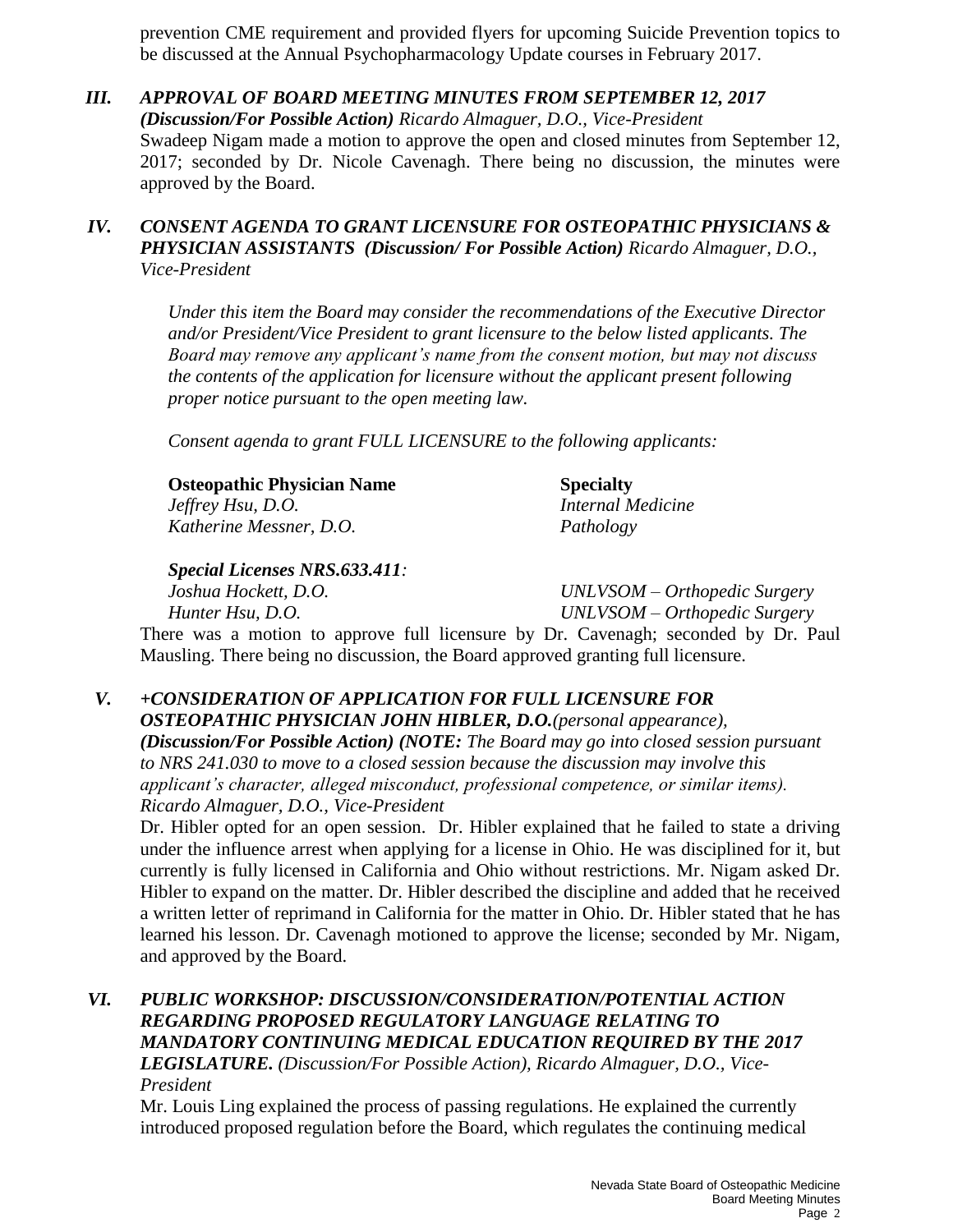prevention CME requirement and provided flyers for upcoming Suicide Prevention topics to be discussed at the Annual Psychopharmacology Update courses in February 2017.

### *III. APPROVAL OF BOARD MEETING MINUTES FROM SEPTEMBER 12, 2017* ***(Discussion/For Possible Action)*** *Ricardo Almaguer, D.O., Vice-President*

Swadeep Nigam made a motion to approve the open and closed minutes from September 12, 2017; seconded by Dr. Nicole Cavenagh. There being no discussion, the minutes were approved by the Board.

### *IV. CONSENT AGENDA TO GRANT LICENSURE FOR OSTEOPATHIC PHYSICIANS & PHYSICIAN ASSISTANTS* ***(Discussion/ For Possible Action)*** *Ricardo Almaguer, D.O., Vice-President*

*Under this item the Board may consider the recommendations of the Executive Director and/or President/Vice President to grant licensure to the below listed applicants. The Board may remove any applicant's name from the consent motion, but may not discuss the contents of the application for licensure without the applicant present following proper notice pursuant to the open meeting law.*

*Consent agenda to grant FULL LICENSURE to the following applicants:*

| **Osteopathic Physician Name** | **Specialty** |
|---|---|
| *Jeffrey Hsu, D.O.* | *Internal Medicine* |
| *Katherine Messner, D.O.* | *Pathology* |

***Special Licenses NRS.633.411:***

| | |
|---|---|
| *Joshua Hockett, D.O.* | *UNLVSOM – Orthopedic Surgery* |
| *Hunter Hsu, D.O.* | *UNLVSOM – Orthopedic Surgery* |

There was a motion to approve full licensure by Dr. Cavenagh; seconded by Dr. Paul Mausling. There being no discussion, the Board approved granting full licensure.

### *V. +CONSIDERATION OF APPLICATION FOR FULL LICENSURE FOR OSTEOPATHIC PHYSICIAN JOHN HIBLER, D.O.(personal appearance),* ***(Discussion/For Possible Action) (NOTE:*** *The Board may go into closed session pursuant to NRS 241.030 to move to a closed session because the discussion may involve this applicant's character, alleged misconduct, professional competence, or similar items). Ricardo Almaguer, D.O., Vice-President*

Dr. Hibler opted for an open session. Dr. Hibler explained that he failed to state a driving under the influence arrest when applying for a license in Ohio. He was disciplined for it, but currently is fully licensed in California and Ohio without restrictions. Mr. Nigam asked Dr. Hibler to expand on the matter. Dr. Hibler described the discipline and added that he received a written letter of reprimand in California for the matter in Ohio. Dr. Hibler stated that he has learned his lesson. Dr. Cavenagh motioned to approve the license; seconded by Mr. Nigam, and approved by the Board.

### *VI. PUBLIC WORKSHOP: DISCUSSION/CONSIDERATION/POTENTIAL ACTION REGARDING PROPOSED REGULATORY LANGUAGE RELATING TO MANDATORY CONTINUING MEDICAL EDUCATION REQUIRED BY THE 2017 LEGISLATURE. (Discussion/For Possible Action), Ricardo Almaguer, D.O., Vice-President*

Mr. Louis Ling explained the process of passing regulations. He explained the currently introduced proposed regulation before the Board, which regulates the continuing medical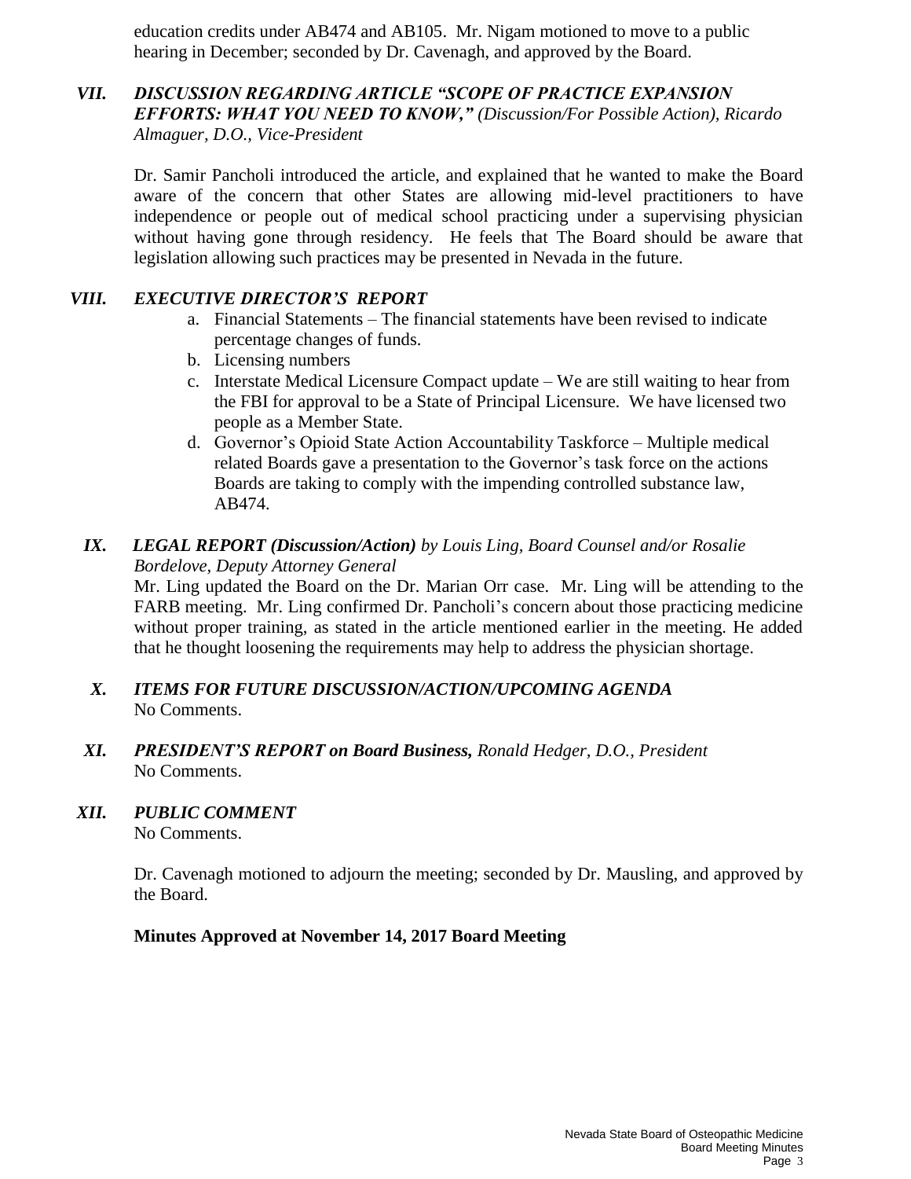education credits under AB474 and AB105. Mr. Nigam motioned to move to a public hearing in December; seconded by Dr. Cavenagh, and approved by the Board.

### *VII. DISCUSSION REGARDING ARTICLE "SCOPE OF PRACTICE EXPANSION EFFORTS: WHAT YOU NEED TO KNOW," (Discussion/For Possible Action), Ricardo Almaguer, D.O., Vice-President*

Dr. Samir Pancholi introduced the article, and explained that he wanted to make the Board aware of the concern that other States are allowing mid-level practitioners to have independence or people out of medical school practicing under a supervising physician without having gone through residency. He feels that The Board should be aware that legislation allowing such practices may be presented in Nevada in the future.

### *VIII. EXECUTIVE DIRECTOR'S REPORT*

a. Financial Statements – The financial statements have been revised to indicate percentage changes of funds.
b. Licensing numbers
c. Interstate Medical Licensure Compact update – We are still waiting to hear from the FBI for approval to be a State of Principal Licensure. We have licensed two people as a Member State.
d. Governor's Opioid State Action Accountability Taskforce – Multiple medical related Boards gave a presentation to the Governor's task force on the actions Boards are taking to comply with the impending controlled substance law, AB474.

### *IX. LEGAL REPORT (Discussion/Action) by Louis Ling, Board Counsel and/or Rosalie Bordelove, Deputy Attorney General*

Mr. Ling updated the Board on the Dr. Marian Orr case. Mr. Ling will be attending to the FARB meeting. Mr. Ling confirmed Dr. Pancholi's concern about those practicing medicine without proper training, as stated in the article mentioned earlier in the meeting. He added that he thought loosening the requirements may help to address the physician shortage.

### *X. ITEMS FOR FUTURE DISCUSSION/ACTION/UPCOMING AGENDA*

No Comments.

### *XI. PRESIDENT'S REPORT on Board Business, Ronald Hedger, D.O., President*

No Comments.

### *XII. PUBLIC COMMENT*

No Comments.

Dr. Cavenagh motioned to adjourn the meeting; seconded by Dr. Mausling, and approved by the Board.

**Minutes Approved at November 14, 2017 Board Meeting**